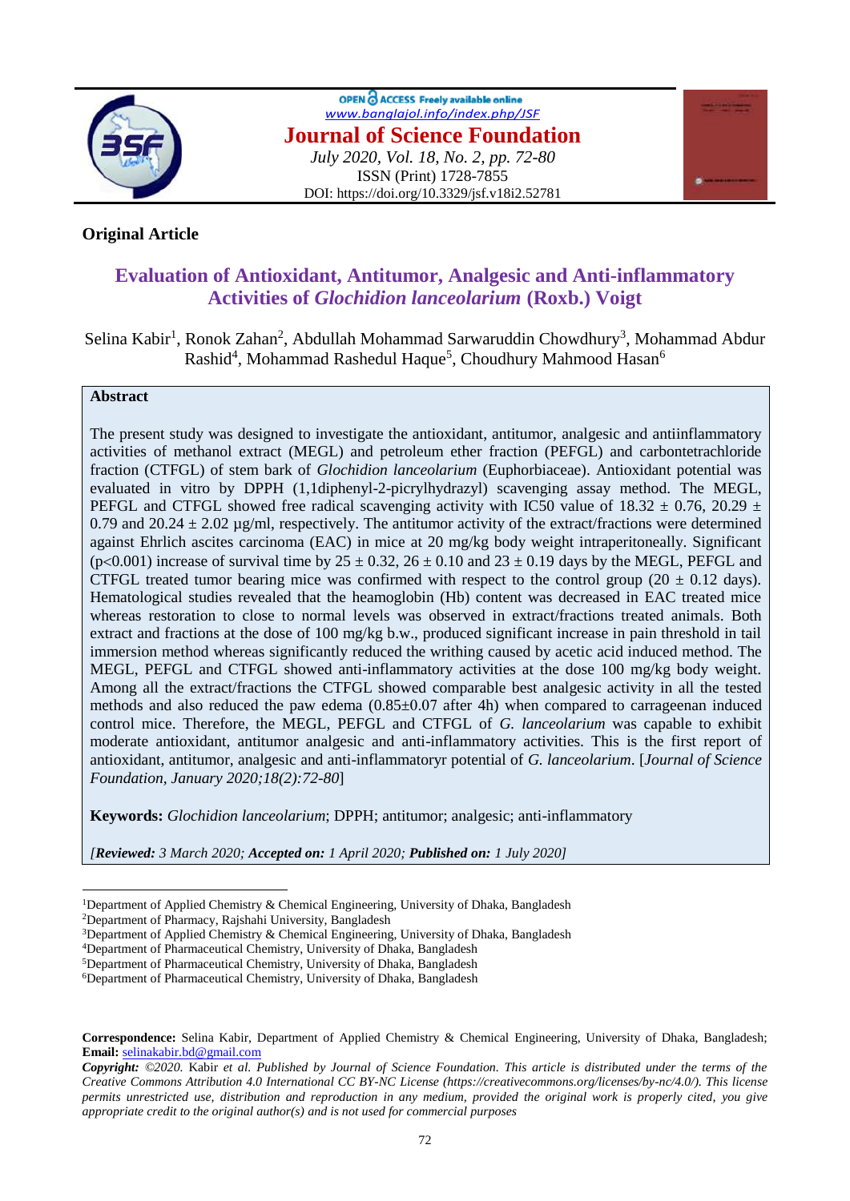OPEN ACCESS Freely available online
www.banglajol.info/index.php/JSF

**Journal of Science Foundation**
July 2020, Vol. 18, No. 2, pp. 72-80
ISSN (Print) 1728-7855
DOI: https://doi.org/10.3329/jsf.v18i2.52781

**Original Article**

# Evaluation of Antioxidant, Antitumor, Analgesic and Anti-inflammatory Activities of *Glochidion lanceolarium* (Roxb.) Voigt

Selina Kabir[1], Ronok Zahan[2], Abdullah Mohammad Sarwaruddin Chowdhury[3], Mohammad Abdur Rashid[4], Mohammad Rashedul Haque[5], Choudhury Mahmood Hasan[6]

**Abstract**

The present study was designed to investigate the antioxidant, antitumor, analgesic and antiinflammatory activities of methanol extract (MEGL) and petroleum ether fraction (PEFGL) and carbontetrachloride fraction (CTFGL) of stem bark of *Glochidion lanceolarium* (Euphorbiaceae). Antioxidant potential was evaluated in vitro by DPPH (1,1diphenyl-2-picrylhydrazyl) scavenging assay method. The MEGL, PEFGL and CTFGL showed free radical scavenging activity with IC50 value of 18.32 ± 0.76, 20.29 ± 0.79 and 20.24 ± 2.02 µg/ml, respectively. The antitumor activity of the extract/fractions were determined against Ehrlich ascites carcinoma (EAC) in mice at 20 mg/kg body weight intraperitoneally. Significant ($p<0.001$) increase of survival time by 25 ± 0.32, 26 ± 0.10 and 23 ± 0.19 days by the MEGL, PEFGL and CTFGL treated tumor bearing mice was confirmed with respect to the control group (20 ± 0.12 days). Hematological studies revealed that the heamoglobin (Hb) content was decreased in EAC treated mice whereas restoration to close to normal levels was observed in extract/fractions treated animals. Both extract and fractions at the dose of 100 mg/kg b.w., produced significant increase in pain threshold in tail immersion method whereas significantly reduced the writhing caused by acetic acid induced method. The MEGL, PEFGL and CTFGL showed anti-inflammatory activities at the dose 100 mg/kg body weight. Among all the extract/fractions the CTFGL showed comparable best analgesic activity in all the tested methods and also reduced the paw edema (0.85±0.07 after 4h) when compared to carrageenan induced control mice. Therefore, the MEGL, PEFGL and CTFGL of *G. lanceolarium* was capable to exhibit moderate antioxidant, antitumor analgesic and anti-inflammatory activities. This is the first report of antioxidant, antitumor, analgesic and anti-inflammatoryr potential of *G. lanceolarium*. [*Journal of Science Foundation, January 2020;18(2):72-80*]

**Keywords:** *Glochidion lanceolarium*; DPPH; antitumor; analgesic; anti-inflammatory

*[**Reviewed:** 3 March 2020; **Accepted on:** 1 April 2020; **Published on:** 1 July 2020]*

---

[1]Department of Applied Chemistry & Chemical Engineering, University of Dhaka, Bangladesh
[2]Department of Pharmacy, Rajshahi University, Bangladesh
[3]Department of Applied Chemistry & Chemical Engineering, University of Dhaka, Bangladesh
[4]Department of Pharmaceutical Chemistry, University of Dhaka, Bangladesh
[5]Department of Pharmaceutical Chemistry, University of Dhaka, Bangladesh
[6]Department of Pharmaceutical Chemistry, University of Dhaka, Bangladesh

**Correspondence:** Selina Kabir, Department of Applied Chemistry & Chemical Engineering, University of Dhaka, Bangladesh; **Email:** selinakabir.bd@gmail.com

***Copyright:*** *©2020. Kabir et al. Published by Journal of Science Foundation. This article is distributed under the terms of the Creative Commons Attribution 4.0 International CC BY-NC License (https://creativecommons.org/licenses/by-nc/4.0/). This license permits unrestricted use, distribution and reproduction in any medium, provided the original work is properly cited, you give appropriate credit to the original author(s) and is not used for commercial purposes*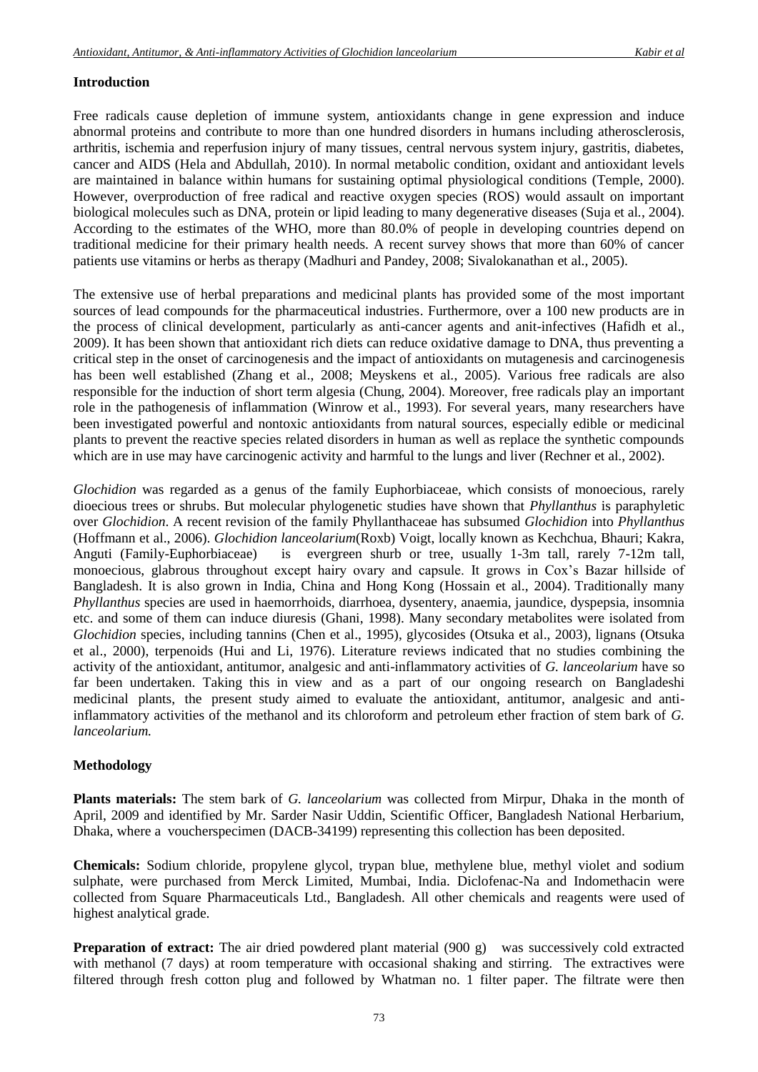## Introduction

Free radicals cause depletion of immune system, antioxidants change in gene expression and induce abnormal proteins and contribute to more than one hundred disorders in humans including atherosclerosis, arthritis, ischemia and reperfusion injury of many tissues, central nervous system injury, gastritis, diabetes, cancer and AIDS (Hela and Abdullah, 2010). In normal metabolic condition, oxidant and antioxidant levels are maintained in balance within humans for sustaining optimal physiological conditions (Temple, 2000). However, overproduction of free radical and reactive oxygen species (ROS) would assault on important biological molecules such as DNA, protein or lipid leading to many degenerative diseases (Suja et al., 2004). According to the estimates of the WHO, more than 80.0% of people in developing countries depend on traditional medicine for their primary health needs. A recent survey shows that more than 60% of cancer patients use vitamins or herbs as therapy (Madhuri and Pandey, 2008; Sivalokanathan et al., 2005).

The extensive use of herbal preparations and medicinal plants has provided some of the most important sources of lead compounds for the pharmaceutical industries. Furthermore, over a 100 new products are in the process of clinical development, particularly as anti-cancer agents and anit-infectives (Hafidh et al., 2009). It has been shown that antioxidant rich diets can reduce oxidative damage to DNA, thus preventing a critical step in the onset of carcinogenesis and the impact of antioxidants on mutagenesis and carcinogenesis has been well established (Zhang et al., 2008; Meyskens et al., 2005). Various free radicals are also responsible for the induction of short term algesia (Chung, 2004). Moreover, free radicals play an important role in the pathogenesis of inflammation (Winrow et al., 1993). For several years, many researchers have been investigated powerful and nontoxic antioxidants from natural sources, especially edible or medicinal plants to prevent the reactive species related disorders in human as well as replace the synthetic compounds which are in use may have carcinogenic activity and harmful to the lungs and liver (Rechner et al., 2002).

*Glochidion* was regarded as a genus of the family Euphorbiaceae, which consists of monoecious, rarely dioecious trees or shrubs. But molecular phylogenetic studies have shown that *Phyllanthus* is paraphyletic over *Glochidion*. A recent revision of the family Phyllanthaceae has subsumed *Glochidion* into *Phyllanthus* (Hoffmann et al., 2006). *Glochidion lanceolarium*(Roxb) Voigt, locally known as Kechchua, Bhauri; Kakra, Anguti (Family-Euphorbiaceae) is evergreen shurb or tree, usually 1-3m tall, rarely 7-12m tall, monoecious, glabrous throughout except hairy ovary and capsule. It grows in Cox's Bazar hillside of Bangladesh. It is also grown in India, China and Hong Kong (Hossain et al., 2004). Traditionally many *Phyllanthus* species are used in haemorrhoids, diarrhoea, dysentery, anaemia, jaundice, dyspepsia, insomnia etc. and some of them can induce diuresis (Ghani, 1998). Many secondary metabolites were isolated from *Glochidion* species, including tannins (Chen et al., 1995), glycosides (Otsuka et al., 2003), lignans (Otsuka et al., 2000), terpenoids (Hui and Li, 1976). Literature reviews indicated that no studies combining the activity of the antioxidant, antitumor, analgesic and anti-inflammatory activities of *G. lanceolarium* have so far been undertaken. Taking this in view and as a part of our ongoing research on Bangladeshi medicinal plants, the present study aimed to evaluate the antioxidant, antitumor, analgesic and anti-inflammatory activities of the methanol and its chloroform and petroleum ether fraction of stem bark of *G. lanceolarium.*

## Methodology

**Plants materials:** The stem bark of *G. lanceolarium* was collected from Mirpur, Dhaka in the month of April, 2009 and identified by Mr. Sarder Nasir Uddin, Scientific Officer, Bangladesh National Herbarium, Dhaka, where a voucherspecimen (DACB-34199) representing this collection has been deposited.

**Chemicals:** Sodium chloride, propylene glycol, trypan blue, methylene blue, methyl violet and sodium sulphate, were purchased from Merck Limited, Mumbai, India. Diclofenac-Na and Indomethacin were collected from Square Pharmaceuticals Ltd., Bangladesh. All other chemicals and reagents were used of highest analytical grade.

**Preparation of extract:** The air dried powdered plant material (900 g) was successively cold extracted with methanol (7 days) at room temperature with occasional shaking and stirring. The extractives were filtered through fresh cotton plug and followed by Whatman no. 1 filter paper. The filtrate were then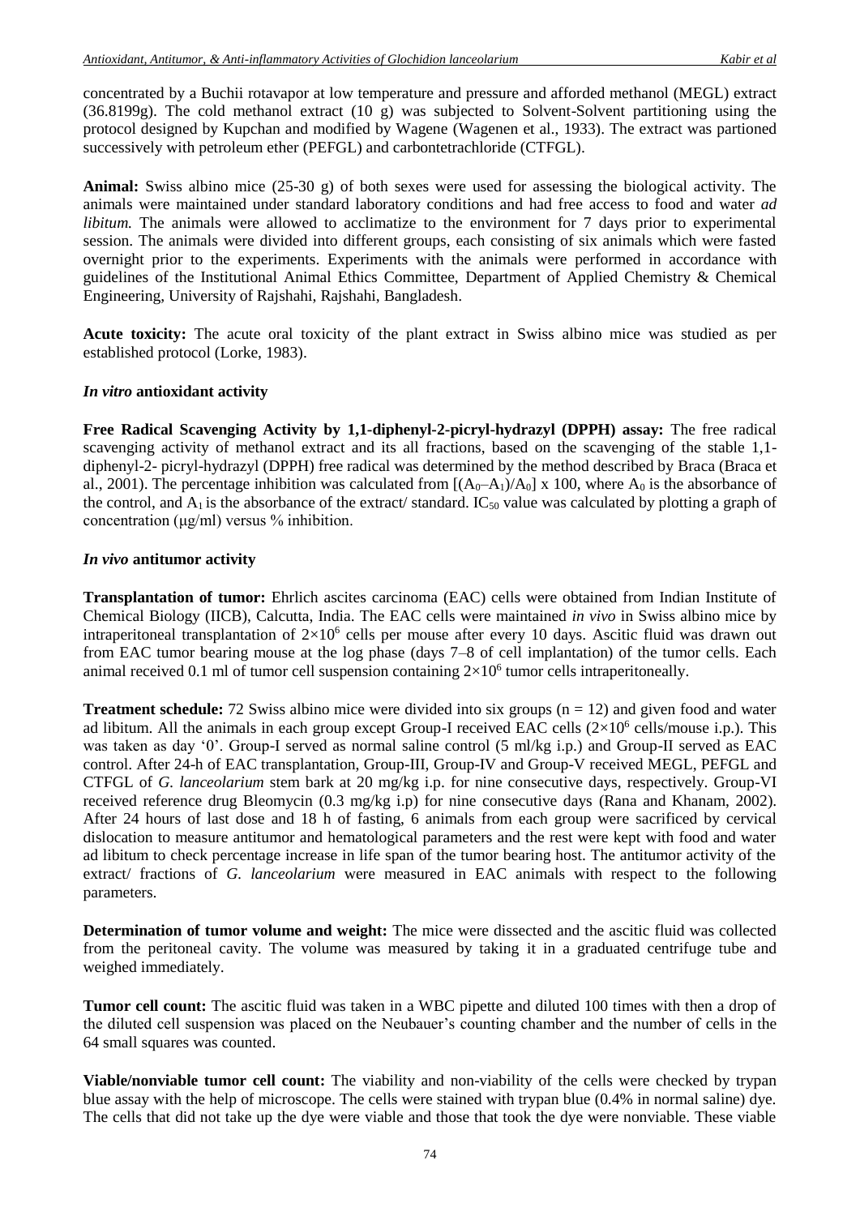concentrated by a Buchii rotavapor at low temperature and pressure and afforded methanol (MEGL) extract (36.8199g). The cold methanol extract (10 g) was subjected to Solvent-Solvent partitioning using the protocol designed by Kupchan and modified by Wagene (Wagenen et al., 1933). The extract was partioned successively with petroleum ether (PEFGL) and carbontetrachloride (CTFGL).

**Animal:** Swiss albino mice (25-30 g) of both sexes were used for assessing the biological activity. The animals were maintained under standard laboratory conditions and had free access to food and water *ad libitum.* The animals were allowed to acclimatize to the environment for 7 days prior to experimental session. The animals were divided into different groups, each consisting of six animals which were fasted overnight prior to the experiments. Experiments with the animals were performed in accordance with guidelines of the Institutional Animal Ethics Committee, Department of Applied Chemistry & Chemical Engineering, University of Rajshahi, Rajshahi, Bangladesh.

**Acute toxicity:** The acute oral toxicity of the plant extract in Swiss albino mice was studied as per established protocol (Lorke, 1983).

### *In vitro* antioxidant activity

**Free Radical Scavenging Activity by 1,1-diphenyl-2-picryl-hydrazyl (DPPH) assay:** The free radical scavenging activity of methanol extract and its all fractions, based on the scavenging of the stable 1,1-diphenyl-2- picryl-hydrazyl (DPPH) free radical was determined by the method described by Braca (Braca et al., 2001). The percentage inhibition was calculated from $[(A_0–A_1)/A_0] \times 100$, where $A_0$ is the absorbance of the control, and $A_1$ is the absorbance of the extract/ standard. $IC_{50}$ value was calculated by plotting a graph of concentration (μg/ml) versus % inhibition.

### *In vivo* antitumor activity

**Transplantation of tumor:** Ehrlich ascites carcinoma (EAC) cells were obtained from Indian Institute of Chemical Biology (IICB), Calcutta, India. The EAC cells were maintained *in vivo* in Swiss albino mice by intraperitoneal transplantation of $2\times10^6$ cells per mouse after every 10 days. Ascitic fluid was drawn out from EAC tumor bearing mouse at the log phase (days 7–8 of cell implantation) of the tumor cells. Each animal received 0.1 ml of tumor cell suspension containing $2\times10^6$ tumor cells intraperitoneally.

**Treatment schedule:** 72 Swiss albino mice were divided into six groups (n = 12) and given food and water ad libitum. All the animals in each group except Group-I received EAC cells ($2\times10^6$ cells/mouse i.p.). This was taken as day '0'. Group-I served as normal saline control (5 ml/kg i.p.) and Group-II served as EAC control. After 24-h of EAC transplantation, Group-III, Group-IV and Group-V received MEGL, PEFGL and CTFGL of *G. lanceolarium* stem bark at 20 mg/kg i.p. for nine consecutive days, respectively. Group-VI received reference drug Bleomycin (0.3 mg/kg i.p) for nine consecutive days (Rana and Khanam, 2002). After 24 hours of last dose and 18 h of fasting, 6 animals from each group were sacrificed by cervical dislocation to measure antitumor and hematological parameters and the rest were kept with food and water ad libitum to check percentage increase in life span of the tumor bearing host. The antitumor activity of the extract/ fractions of *G. lanceolarium* were measured in EAC animals with respect to the following parameters.

**Determination of tumor volume and weight:** The mice were dissected and the ascitic fluid was collected from the peritoneal cavity. The volume was measured by taking it in a graduated centrifuge tube and weighed immediately.

**Tumor cell count:** The ascitic fluid was taken in a WBC pipette and diluted 100 times with then a drop of the diluted cell suspension was placed on the Neubauer's counting chamber and the number of cells in the 64 small squares was counted.

**Viable/nonviable tumor cell count:** The viability and non-viability of the cells were checked by trypan blue assay with the help of microscope. The cells were stained with trypan blue (0.4% in normal saline) dye. The cells that did not take up the dye were viable and those that took the dye were nonviable. These viable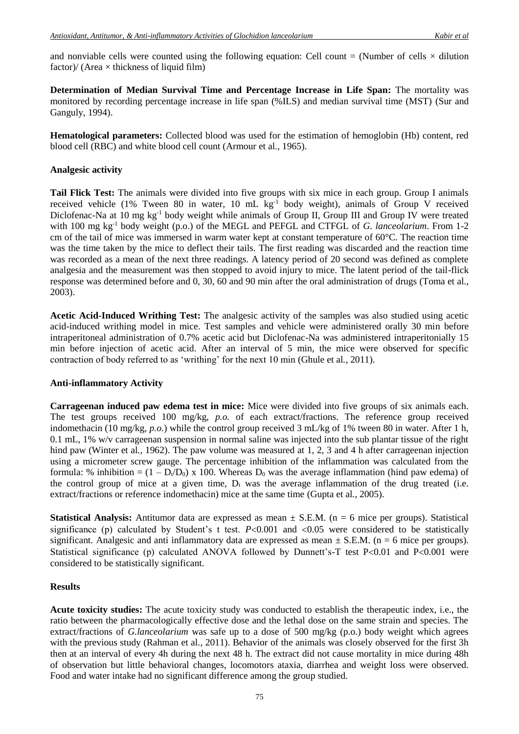and nonviable cells were counted using the following equation: Cell count = (Number of cells × dilution factor)/ (Area × thickness of liquid film)

**Determination of Median Survival Time and Percentage Increase in Life Span:** The mortality was monitored by recording percentage increase in life span (%ILS) and median survival time (MST) (Sur and Ganguly, 1994).

**Hematological parameters:** Collected blood was used for the estimation of hemoglobin (Hb) content, red blood cell (RBC) and white blood cell count (Armour et al., 1965).

**Analgesic activity**

**Tail Flick Test:** The animals were divided into five groups with six mice in each group. Group I animals received vehicle (1% Tween 80 in water, 10 mL $kg^{-1}$ body weight), animals of Group V received Diclofenac-Na at 10 mg $kg^{-1}$ body weight while animals of Group II, Group III and Group IV were treated with 100 mg $kg^{-1}$ body weight (p.o.) of the MEGL and PEFGL and CTFGL of *G. lanceolarium*. From 1-2 cm of the tail of mice was immersed in warm water kept at constant temperature of 60°C. The reaction time was the time taken by the mice to deflect their tails. The first reading was discarded and the reaction time was recorded as a mean of the next three readings. A latency period of 20 second was defined as complete analgesia and the measurement was then stopped to avoid injury to mice. The latent period of the tail-flick response was determined before and 0, 30, 60 and 90 min after the oral administration of drugs (Toma et al., 2003).

**Acetic Acid-Induced Writhing Test:** The analgesic activity of the samples was also studied using acetic acid-induced writhing model in mice. Test samples and vehicle were administered orally 30 min before intraperitoneal administration of 0.7% acetic acid but Diclofenac-Na was administered intraperitonially 15 min before injection of acetic acid. After an interval of 5 min, the mice were observed for specific contraction of body referred to as 'writhing' for the next 10 min (Ghule et al., 2011).

**Anti-inflammatory Activity**

**Carrageenan induced paw edema test in mice:** Mice were divided into five groups of six animals each. The test groups received 100 mg/kg, *p.o.* of each extract/fractions. The reference group received indomethacin (10 mg/kg, *p.o.*) while the control group received 3 mL/kg of 1% tween 80 in water. After 1 h, 0.1 mL, 1% w/v carrageenan suspension in normal saline was injected into the sub plantar tissue of the right hind paw (Winter et al., 1962). The paw volume was measured at 1, 2, 3 and 4 h after carrageenan injection using a micrometer screw gauge. The percentage inhibition of the inflammation was calculated from the formula: % inhibition = $(1 - D_t/D_0) \times 100$. Whereas $D_0$ was the average inflammation (hind paw edema) of the control group of mice at a given time, $D_t$ was the average inflammation of the drug treated (i.e. extract/fractions or reference indomethacin) mice at the same time (Gupta et al., 2005).

**Statistical Analysis:** Antitumor data are expressed as mean ± S.E.M. (n = 6 mice per groups). Statistical significance (p) calculated by Student's t test. $P<0.001$ and $<0.05$ were considered to be statistically significant. Analgesic and anti inflammatory data are expressed as mean ± S.E.M. (n = 6 mice per groups). Statistical significance (p) calculated ANOVA followed by Dunnett's-T test $P<0.01$ and $P<0.001$ were considered to be statistically significant.

**Results**

**Acute toxicity studies:** The acute toxicity study was conducted to establish the therapeutic index, i.e., the ratio between the pharmacologically effective dose and the lethal dose on the same strain and species. The extract/fractions of *G.lanceolarium* was safe up to a dose of 500 mg/kg (p.o.) body weight which agrees with the previous study (Rahman et al., 2011). Behavior of the animals was closely observed for the first 3h then at an interval of every 4h during the next 48 h. The extract did not cause mortality in mice during 48h of observation but little behavioral changes, locomotors ataxia, diarrhea and weight loss were observed. Food and water intake had no significant difference among the group studied.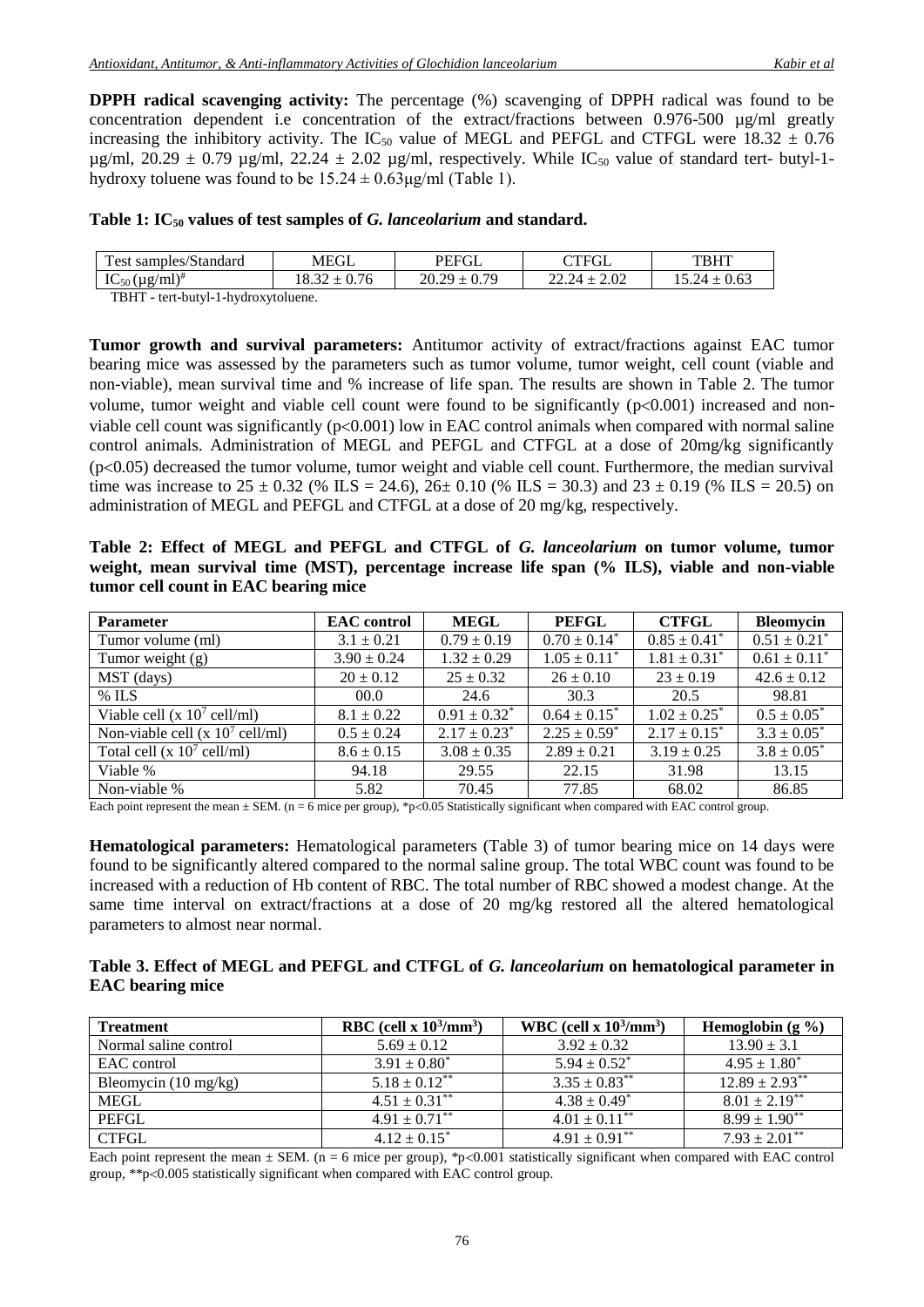**DPPH radical scavenging activity:** The percentage (%) scavenging of DPPH radical was found to be concentration dependent i.e concentration of the extract/fractions between 0.976-500 µg/ml greatly increasing the inhibitory activity. The $IC_{50}$ value of MEGL and PEFGL and CTFGL were 18.32 ± 0.76 µg/ml, 20.29 ± 0.79 µg/ml, 22.24 ± 2.02 µg/ml, respectively. While $IC_{50}$ value of standard tert- butyl-1-hydroxy toluene was found to be 15.24 ± 0.63µg/ml (Table 1).

**Table 1: $IC_{50}$ values of test samples of *G. lanceolarium* and standard.**

| Test samples/Standard | MEGL | PEFGL | CTFGL | TBHT |
|---|---|---|---|---|
| $IC_{50}$ (µg/ml)[#] | 18.32 ± 0.76 | 20.29 ± 0.79 | 22.24 ± 2.02 | 15.24 ± 0.63 |

TBHT - tert-butyl-1-hydroxytoluene.

**Tumor growth and survival parameters:** Antitumor activity of extract/fractions against EAC tumor bearing mice was assessed by the parameters such as tumor volume, tumor weight, cell count (viable and non-viable), mean survival time and % increase of life span. The results are shown in Table 2. The tumor volume, tumor weight and viable cell count were found to be significantly ($p<0.001$) increased and non-viable cell count was significantly ($p<0.001$) low in EAC control animals when compared with normal saline control animals. Administration of MEGL and PEFGL and CTFGL at a dose of 20mg/kg significantly ($p<0.05$) decreased the tumor volume, tumor weight and viable cell count. Furthermore, the median survival time was increase to 25 ± 0.32 (% ILS = 24.6), 26± 0.10 (% ILS = 30.3) and 23 ± 0.19 (% ILS = 20.5) on administration of MEGL and PEFGL and CTFGL at a dose of 20 mg/kg, respectively.

**Table 2: Effect of MEGL and PEFGL and CTFGL of *G. lanceolarium* on tumor volume, tumor weight, mean survival time (MST), percentage increase life span (% ILS), viable and non-viable tumor cell count in EAC bearing mice**

| Parameter | EAC control | MEGL | PEFGL | CTFGL | Bleomycin |
|---|---|---|---|---|---|
| Tumor volume (ml) | 3.1 ± 0.21 | 0.79 ± 0.19 | 0.70 ± 0.14* | 0.85 ± 0.41* | 0.51 ± 0.21* |
| Tumor weight (g) | 3.90 ± 0.24 | 1.32 ± 0.29 | 1.05 ± 0.11* | 1.81 ± 0.31* | 0.61 ± 0.11* |
| MST (days) | 20 ± 0.12 | 25 ± 0.32 | 26 ± 0.10 | 23 ± 0.19 | 42.6 ± 0.12 |
| % ILS | 00.0 | 24.6 | 30.3 | 20.5 | 98.81 |
| Viable cell (x $10^7$ cell/ml) | 8.1 ± 0.22 | 0.91 ± 0.32* | 0.64 ± 0.15* | 1.02 ± 0.25* | 0.5 ± 0.05* |
| Non-viable cell (x $10^7$ cell/ml) | 0.5 ± 0.24 | 2.17 ± 0.23* | 2.25 ± 0.59* | 2.17 ± 0.15* | 3.3 ± 0.05* |
| Total cell (x $10^7$ cell/ml) | 8.6 ± 0.15 | 3.08 ± 0.35 | 2.89 ± 0.21 | 3.19 ± 0.25 | 3.8 ± 0.05* |
| Viable % | 94.18 | 29.55 | 22.15 | 31.98 | 13.15 |
| Non-viable % | 5.82 | 70.45 | 77.85 | 68.02 | 86.85 |

Each point represent the mean ± SEM. (n = 6 mice per group), *$p<0.05$ Statistically significant when compared with EAC control group.

**Hematological parameters:** Hematological parameters (Table 3) of tumor bearing mice on 14 days were found to be significantly altered compared to the normal saline group. The total WBC count was found to be increased with a reduction of Hb content of RBC. The total number of RBC showed a modest change. At the same time interval on extract/fractions at a dose of 20 mg/kg restored all the altered hematological parameters to almost near normal.

**Table 3. Effect of MEGL and PEFGL and CTFGL of *G. lanceolarium* on hematological parameter in EAC bearing mice**

| Treatment | RBC (cell x $10^3$/mm$^3$) | WBC (cell x $10^3$/mm$^3$) | Hemoglobin (g %) |
|---|---|---|---|
| Normal saline control | 5.69 ± 0.12 | 3.92 ± 0.32 | 13.90 ± 3.1 |
| EAC control | 3.91 ± 0.80* | 5.94 ± 0.52* | 4.95 ± 1.80* |
| Bleomycin (10 mg/kg) | 5.18 ± 0.12** | 3.35 ± 0.83** | 12.89 ± 2.93** |
| MEGL | 4.51 ± 0.31** | 4.38 ± 0.49* | 8.01 ± 2.19** |
| PEFGL | 4.91 ± 0.71** | 4.01 ± 0.11** | 8.99 ± 1.90** |
| CTFGL | 4.12 ± 0.15* | 4.91 ± 0.91** | 7.93 ± 2.01** |

Each point represent the mean ± SEM. (n = 6 mice per group), *$p<0.001$ statistically significant when compared with EAC control group, **$p<0.005$ statistically significant when compared with EAC control group.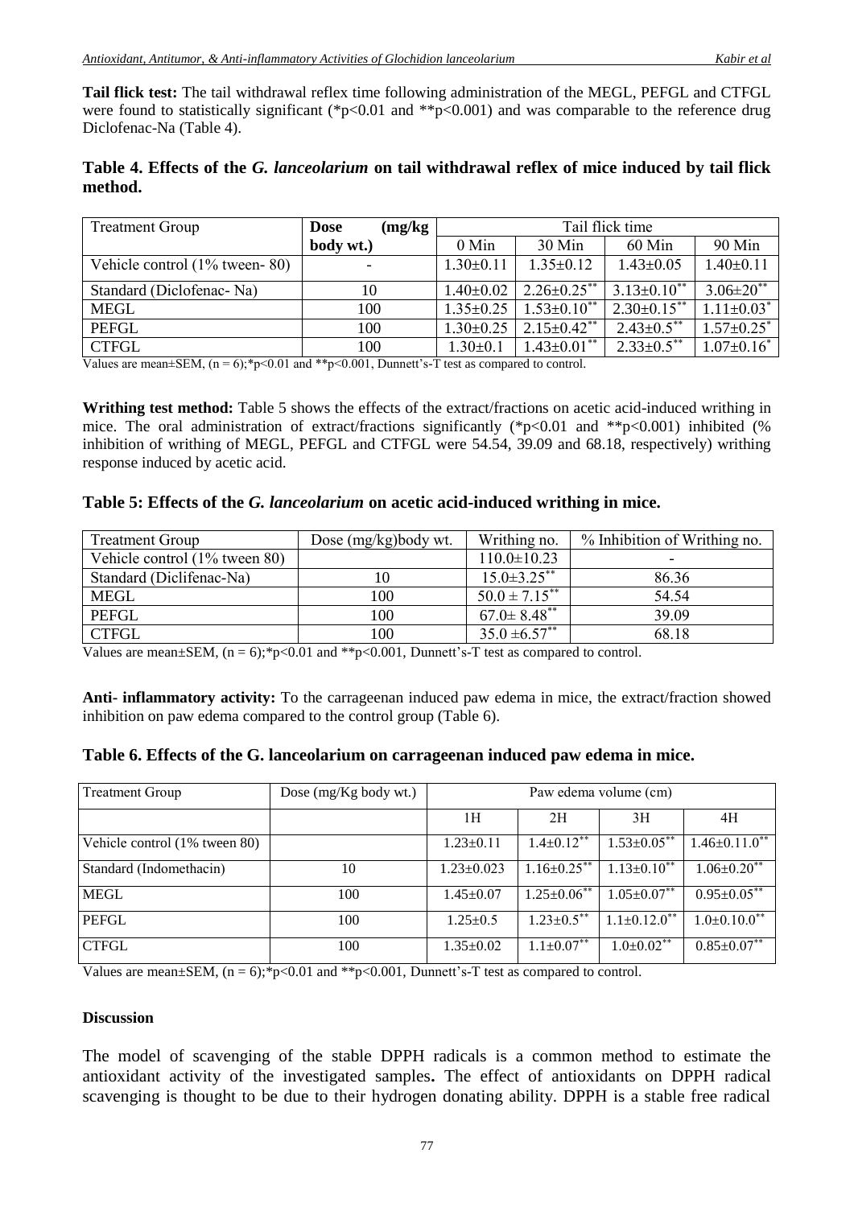**Tail flick test:** The tail withdrawal reflex time following administration of the MEGL, PEFGL and CTFGL were found to statistically significant (*p<0.01 and **p<0.001) and was comparable to the reference drug Diclofenac-Na (Table 4).

### Table 4. Effects of the *G. lanceolarium* on tail withdrawal reflex of mice induced by tail flick method.

| Treatment Group | Dose (mg/kg body wt.) | Tail flick time | | | |
|---|---|---|---|---|---|
| | | 0 Min | 30 Min | 60 Min | 90 Min |
| Vehicle control (1% tween- 80) | - | 1.30±0.11 | 1.35±0.12 | 1.43±0.05 | 1.40±0.11 |
| Standard (Diclofenac- Na) | 10 | 1.40±0.02 | 2.26±0.25** | 3.13±0.10** | 3.06±20** |
| MEGL | 100 | 1.35±0.25 | 1.53±0.10** | 2.30±0.15** | 1.11±0.03* |
| PEFGL | 100 | 1.30±0.25 | 2.15±0.42** | 2.43±0.5** | 1.57±0.25* |
| CTFGL | 100 | 1.30±0.1 | 1.43±0.01** | 2.33±0.5** | 1.07±0.16* |

Values are mean±SEM, (n = 6);*p<0.01 and **p<0.001, Dunnett's-T test as compared to control.

**Writhing test method:** Table 5 shows the effects of the extract/fractions on acetic acid-induced writhing in mice. The oral administration of extract/fractions significantly (*p<0.01 and **p<0.001) inhibited (% inhibition of writhing of MEGL, PEFGL and CTFGL were 54.54, 39.09 and 68.18, respectively) writhing response induced by acetic acid.

### Table 5: Effects of the *G. lanceolarium* on acetic acid-induced writhing in mice.

| Treatment Group | Dose (mg/kg)body wt. | Writhing no. | % Inhibition of Writhing no. |
|---|---|---|---|
| Vehicle control (1% tween 80) | | 110.0±10.23 | - |
| Standard (Diclifenac-Na) | 10 | 15.0±3.25** | 86.36 |
| MEGL | 100 | 50.0 ± 7.15** | 54.54 |
| PEFGL | 100 | 67.0± 8.48** | 39.09 |
| CTFGL | 100 | 35.0 ±6.57** | 68.18 |

Values are mean±SEM, (n = 6);*p<0.01 and **p<0.001, Dunnett's-T test as compared to control.

**Anti- inflammatory activity:** To the carrageenan induced paw edema in mice, the extract/fraction showed inhibition on paw edema compared to the control group (Table 6).

### Table 6. Effects of the G. lanceolarium on carrageenan induced paw edema in mice.

| Treatment Group | Dose (mg/Kg body wt.) | Paw edema volume (cm) | | | |
|---|---|---|---|---|---|
| | | 1H | 2H | 3H | 4H |
| Vehicle control (1% tween 80) | | 1.23±0.11 | 1.4±0.12** | 1.53±0.05** | 1.46±0.11.0** |
| Standard (Indomethacin) | 10 | 1.23±0.023 | 1.16±0.25** | 1.13±0.10** | 1.06±0.20** |
| MEGL | 100 | 1.45±0.07 | 1.25±0.06** | 1.05±0.07** | 0.95±0.05** |
| PEFGL | 100 | 1.25±0.5 | 1.23±0.5** | 1.1±0.12.0** | 1.0±0.10.0** |
| CTFGL | 100 | 1.35±0.02 | 1.1±0.07** | 1.0±0.02** | 0.85±0.07** |

Values are mean±SEM, (n = 6);*p<0.01 and **p<0.001, Dunnett's-T test as compared to control.

#### Discussion

The model of scavenging of the stable DPPH radicals is a common method to estimate the antioxidant activity of the investigated samples**.** The effect of antioxidants on DPPH radical scavenging is thought to be due to their hydrogen donating ability. DPPH is a stable free radical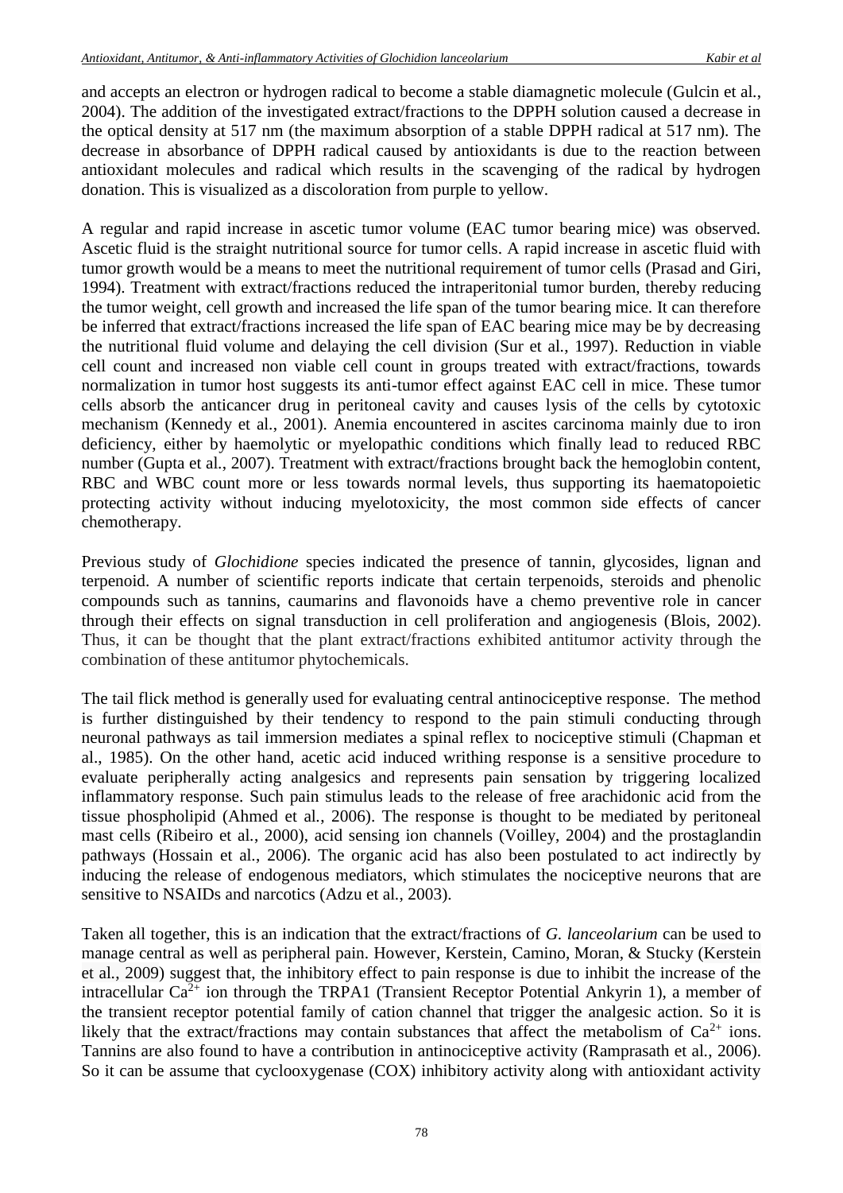and accepts an electron or hydrogen radical to become a stable diamagnetic molecule (Gulcin et al., 2004). The addition of the investigated extract/fractions to the DPPH solution caused a decrease in the optical density at 517 nm (the maximum absorption of a stable DPPH radical at 517 nm). The decrease in absorbance of DPPH radical caused by antioxidants is due to the reaction between antioxidant molecules and radical which results in the scavenging of the radical by hydrogen donation. This is visualized as a discoloration from purple to yellow.

A regular and rapid increase in ascetic tumor volume (EAC tumor bearing mice) was observed. Ascetic fluid is the straight nutritional source for tumor cells. A rapid increase in ascetic fluid with tumor growth would be a means to meet the nutritional requirement of tumor cells (Prasad and Giri, 1994). Treatment with extract/fractions reduced the intraperitonial tumor burden, thereby reducing the tumor weight, cell growth and increased the life span of the tumor bearing mice. It can therefore be inferred that extract/fractions increased the life span of EAC bearing mice may be by decreasing the nutritional fluid volume and delaying the cell division (Sur et al., 1997). Reduction in viable cell count and increased non viable cell count in groups treated with extract/fractions, towards normalization in tumor host suggests its anti-tumor effect against EAC cell in mice. These tumor cells absorb the anticancer drug in peritoneal cavity and causes lysis of the cells by cytotoxic mechanism (Kennedy et al., 2001). Anemia encountered in ascites carcinoma mainly due to iron deficiency, either by haemolytic or myelopathic conditions which finally lead to reduced RBC number (Gupta et al., 2007). Treatment with extract/fractions brought back the hemoglobin content, RBC and WBC count more or less towards normal levels, thus supporting its haematopoietic protecting activity without inducing myelotoxicity, the most common side effects of cancer chemotherapy.

Previous study of *Glochidione* species indicated the presence of tannin, glycosides, lignan and terpenoid. A number of scientific reports indicate that certain terpenoids, steroids and phenolic compounds such as tannins, caumarins and flavonoids have a chemo preventive role in cancer through their effects on signal transduction in cell proliferation and angiogenesis (Blois, 2002). Thus, it can be thought that the plant extract/fractions exhibited antitumor activity through the combination of these antitumor phytochemicals.

The tail flick method is generally used for evaluating central antinociceptive response. The method is further distinguished by their tendency to respond to the pain stimuli conducting through neuronal pathways as tail immersion mediates a spinal reflex to nociceptive stimuli (Chapman et al., 1985). On the other hand, acetic acid induced writhing response is a sensitive procedure to evaluate peripherally acting analgesics and represents pain sensation by triggering localized inflammatory response. Such pain stimulus leads to the release of free arachidonic acid from the tissue phospholipid (Ahmed et al., 2006). The response is thought to be mediated by peritoneal mast cells (Ribeiro et al., 2000), acid sensing ion channels (Voilley, 2004) and the prostaglandin pathways (Hossain et al., 2006). The organic acid has also been postulated to act indirectly by inducing the release of endogenous mediators, which stimulates the nociceptive neurons that are sensitive to NSAIDs and narcotics (Adzu et al., 2003).

Taken all together, this is an indication that the extract/fractions of *G. lanceolarium* can be used to manage central as well as peripheral pain. However, Kerstein, Camino, Moran, & Stucky (Kerstein et al., 2009) suggest that, the inhibitory effect to pain response is due to inhibit the increase of the intracellular $Ca^{2+}$ ion through the TRPA1 (Transient Receptor Potential Ankyrin 1), a member of the transient receptor potential family of cation channel that trigger the analgesic action. So it is likely that the extract/fractions may contain substances that affect the metabolism of $Ca^{2+}$ ions. Tannins are also found to have a contribution in antinociceptive activity (Ramprasath et al., 2006). So it can be assume that cyclooxygenase (COX) inhibitory activity along with antioxidant activity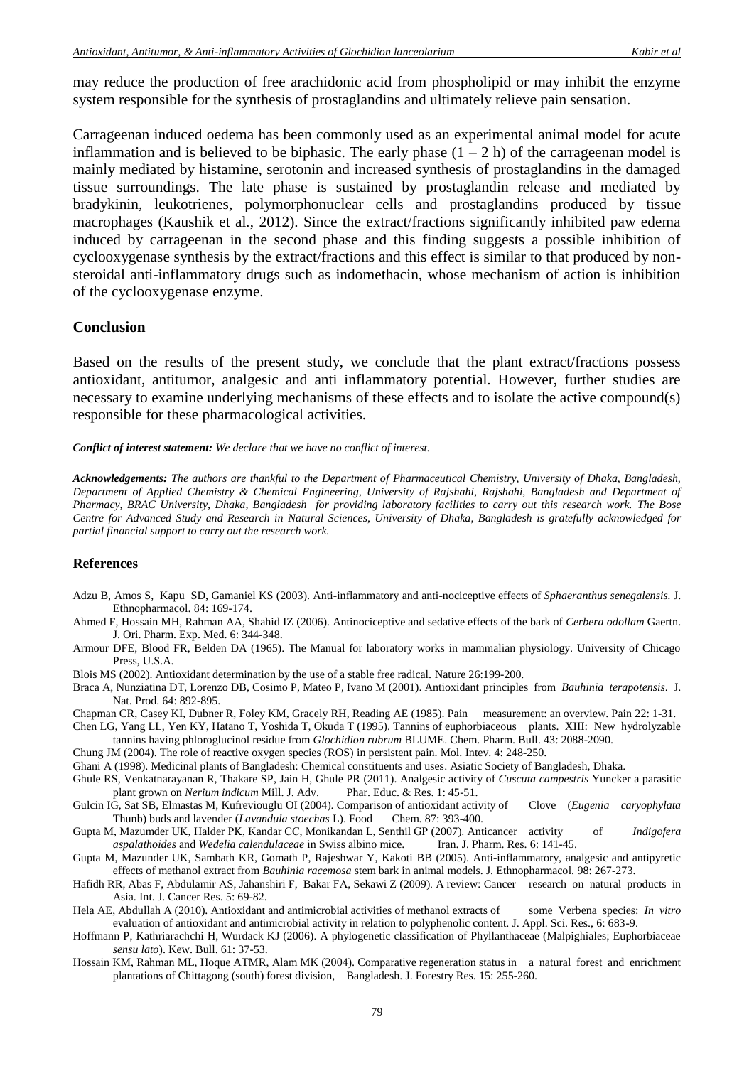may reduce the production of free arachidonic acid from phospholipid or may inhibit the enzyme system responsible for the synthesis of prostaglandins and ultimately relieve pain sensation.

Carrageenan induced oedema has been commonly used as an experimental animal model for acute inflammation and is believed to be biphasic. The early phase (1 – 2 h) of the carrageenan model is mainly mediated by histamine, serotonin and increased synthesis of prostaglandins in the damaged tissue surroundings. The late phase is sustained by prostaglandin release and mediated by bradykinin, leukotrienes, polymorphonuclear cells and prostaglandins produced by tissue macrophages (Kaushik et al., 2012). Since the extract/fractions significantly inhibited paw edema induced by carrageenan in the second phase and this finding suggests a possible inhibition of cyclooxygenase synthesis by the extract/fractions and this effect is similar to that produced by non-steroidal anti-inflammatory drugs such as indomethacin, whose mechanism of action is inhibition of the cyclooxygenase enzyme.

## Conclusion

Based on the results of the present study, we conclude that the plant extract/fractions possess antioxidant, antitumor, analgesic and anti inflammatory potential. However, further studies are necessary to examine underlying mechanisms of these effects and to isolate the active compound(s) responsible for these pharmacological activities.

***Conflict of interest statement:*** *We declare that we have no conflict of interest.*

***Acknowledgements:*** *The authors are thankful to the Department of Pharmaceutical Chemistry, University of Dhaka, Bangladesh, Department of Applied Chemistry & Chemical Engineering, University of Rajshahi, Rajshahi, Bangladesh and Department of Pharmacy, BRAC University, Dhaka, Bangladesh for providing laboratory facilities to carry out this research work. The Bose Centre for Advanced Study and Research in Natural Sciences, University of Dhaka, Bangladesh is gratefully acknowledged for partial financial support to carry out the research work.*

## References

Adzu B, Amos S, Kapu SD, Gamaniel KS (2003). Anti-inflammatory and anti-nociceptive effects of *Sphaeranthus senegalensis.* J. Ethnopharmacol. 84: 169-174.

Ahmed F, Hossain MH, Rahman AA, Shahid IZ (2006). Antinociceptive and sedative effects of the bark of *Cerbera odollam* Gaertn. J. Ori. Pharm. Exp. Med. 6: 344-348.

Armour DFE, Blood FR, Belden DA (1965). The Manual for laboratory works in mammalian physiology. University of Chicago Press, U.S.A.

Blois MS (2002). Antioxidant determination by the use of a stable free radical. Nature 26:199-200.

Braca A, Nunziatina DT, Lorenzo DB, Cosimo P, Mateo P, Ivano M (2001). Antioxidant principles from *Bauhinia terapotensis*. J. Nat. Prod. 64: 892-895.

Chapman CR, Casey KI, Dubner R, Foley KM, Gracely RH, Reading AE (1985). Pain measurement: an overview. Pain 22: 1-31.

Chen LG, Yang LL, Yen KY, Hatano T, Yoshida T, Okuda T (1995). Tannins of euphorbiaceous plants. XIII: New hydrolyzable tannins having phloroglucinol residue from *Glochidion rubrum* BLUME. Chem. Pharm. Bull. 43: 2088-2090.

Chung JM (2004). The role of reactive oxygen species (ROS) in persistent pain. Mol. Intev. 4: 248-250.

Ghani A (1998). Medicinal plants of Bangladesh: Chemical constituents and uses. Asiatic Society of Bangladesh, Dhaka.

Ghule RS, Venkatnarayanan R, Thakare SP, Jain H, Ghule PR (2011). Analgesic activity of *Cuscuta campestris* Yuncker a parasitic plant grown on *Nerium indicum* Mill. J. Adv. Phar. Educ. & Res. 1: 45-51.

Gulcin IG, Sat SB, Elmastas M, Kufreviouglu OI (2004). Comparison of antioxidant activity of Clove (*Eugenia caryophylata* Thunb) buds and lavender (*Lavandula stoechas* L). Food Chem. 87: 393-400.

Gupta M, Mazumder UK, Halder PK, Kandar CC, Monikandan L, Senthil GP (2007). Anticancer activity of *Indigofera aspalathoides* and *Wedelia calendulaceae* in Swiss albino mice. Iran. J. Pharm. Res. 6: 141-45.

Gupta M, Mazunder UK, Sambath KR, Gomath P, Rajeshwar Y, Kakoti BB (2005). Anti-inflammatory, analgesic and antipyretic effects of methanol extract from *Bauhinia racemosa* stem bark in animal models. J. Ethnopharmacol. 98: 267-273.

Hafidh RR, Abas F, Abdulamir AS, Jahanshiri F, Bakar FA, Sekawi Z (2009). A review: Cancer research on natural products in Asia. Int. J. Cancer Res. 5: 69-82.

Hela AE, Abdullah A (2010). Antioxidant and antimicrobial activities of methanol extracts of some Verbena species: *In vitro* evaluation of antioxidant and antimicrobial activity in relation to polyphenolic content. J. Appl. Sci. Res., 6: 683-9.

Hoffmann P, Kathriarachchi H, Wurdack KJ (2006). A phylogenetic classification of Phyllanthaceae (Malpighiales; Euphorbiaceae *sensu lato*). Kew. Bull. 61: 37-53.

Hossain KM, Rahman ML, Hoque ATMR, Alam MK (2004). Comparative regeneration status in a natural forest and enrichment plantations of Chittagong (south) forest division, Bangladesh. J. Forestry Res. 15: 255-260.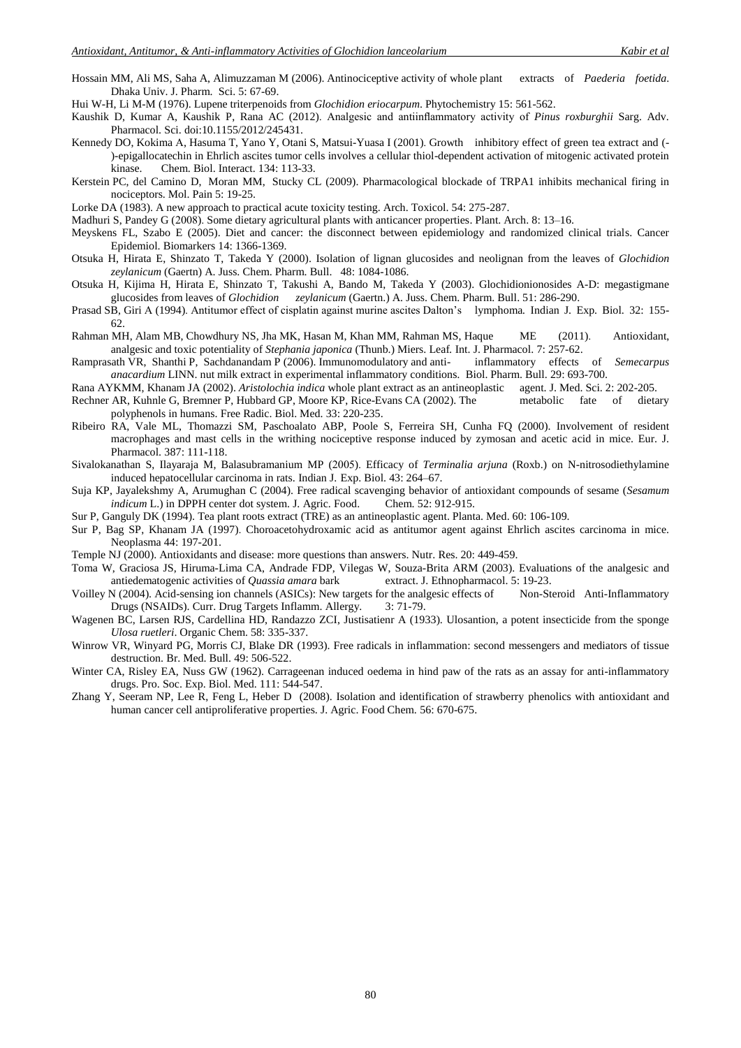Hossain MM, Ali MS, Saha A, Alimuzzaman M (2006). Antinociceptive activity of whole plant extracts of *Paederia foetida*. Dhaka Univ. J. Pharm. Sci. 5: 67-69.

Hui W-H, Li M-M (1976). Lupene triterpenoids from *Glochidion eriocarpum*. Phytochemistry 15: 561-562.

Kaushik D, Kumar A, Kaushik P, Rana AC (2012). Analgesic and antiinflammatory activity of *Pinus roxburghii* Sarg. Adv. Pharmacol. Sci. doi:10.1155/2012/245431.

Kennedy DO, Kokima A, Hasuma T, Yano Y, Otani S, Matsui-Yuasa I (2001). Growth inhibitory effect of green tea extract and (-)-epigallocatechin in Ehrlich ascites tumor cells involves a cellular thiol-dependent activation of mitogenic activated protein kinase. Chem. Biol. Interact. 134: 113-33.

Kerstein PC, del Camino D, Moran MM, Stucky CL (2009). Pharmacological blockade of TRPA1 inhibits mechanical firing in nociceptors. Mol. Pain 5: 19-25.

Lorke DA (1983). A new approach to practical acute toxicity testing. Arch. Toxicol. 54: 275-287.

Madhuri S, Pandey G (2008). Some dietary agricultural plants with anticancer properties. Plant. Arch. 8: 13–16.

Meyskens FL, Szabo E (2005). Diet and cancer: the disconnect between epidemiology and randomized clinical trials. Cancer Epidemiol. Biomarkers 14: 1366-1369.

Otsuka H, Hirata E, Shinzato T, Takeda Y (2000). Isolation of lignan glucosides and neolignan from the leaves of *Glochidion zeylanicum* (Gaertn) A. Juss. Chem. Pharm. Bull. 48: 1084-1086.

Otsuka H, Kijima H, Hirata E, Shinzato T, Takushi A, Bando M, Takeda Y (2003). Glochidionionosides A-D: megastigmane glucosides from leaves of *Glochidion zeylanicum* (Gaertn.) A. Juss. Chem. Pharm. Bull. 51: 286-290.

Prasad SB, Giri A (1994). Antitumor effect of cisplatin against murine ascites Dalton's lymphoma. Indian J. Exp. Biol. 32: 155-62.

Rahman MH, Alam MB, Chowdhury NS, Jha MK, Hasan M, Khan MM, Rahman MS, Haque ME (2011). Antioxidant, analgesic and toxic potentiality of *Stephania japonica* (Thunb.) Miers. Leaf. Int. J. Pharmacol. 7: 257-62.

Ramprasath VR, Shanthi P, Sachdanandam P (2006). Immunomodulatory and anti- inflammatory effects of *Semecarpus anacardium* LINN. nut milk extract in experimental inflammatory conditions. Biol. Pharm. Bull. 29: 693-700.

Rana AYKMM, Khanam JA (2002). *Aristolochia indica* whole plant extract as an antineoplastic agent. J. Med. Sci. 2: 202-205.

Rechner AR, Kuhnle G, Bremner P, Hubbard GP, Moore KP, Rice-Evans CA (2002). The metabolic fate of dietary polyphenols in humans. Free Radic. Biol. Med. 33: 220-235.

Ribeiro RA, Vale ML, Thomazzi SM, Paschoalato ABP, Poole S, Ferreira SH, Cunha FQ (2000). Involvement of resident macrophages and mast cells in the writhing nociceptive response induced by zymosan and acetic acid in mice. Eur. J. Pharmacol. 387: 111-118.

Sivalokanathan S, Ilayaraja M, Balasubramanium MP (2005). Efficacy of *Terminalia arjuna* (Roxb.) on N-nitrosodiethylamine induced hepatocellular carcinoma in rats. Indian J. Exp. Biol. 43: 264–67.

Suja KP, Jayalekshmy A, Arumughan C (2004). Free radical scavenging behavior of antioxidant compounds of sesame (*Sesamum indicum* L.) in DPPH center dot system. J. Agric. Food. Chem. 52: 912-915.

Sur P, Ganguly DK (1994). Tea plant roots extract (TRE) as an antineoplastic agent. Planta. Med. 60: 106-109.

Sur P, Bag SP, Khanam JA (1997). Choroacetohydroxamic acid as antitumor agent against Ehrlich ascites carcinoma in mice. Neoplasma 44: 197-201.

Temple NJ (2000). Antioxidants and disease: more questions than answers. Nutr. Res. 20: 449-459.

Toma W, Graciosa JS, Hiruma-Lima CA, Andrade FDP, Vilegas W, Souza-Brita ARM (2003). Evaluations of the analgesic and antiedematogenic activities of *Quassia amara* bark extract. J. Ethnopharmacol. 5: 19-23.

Voilley N (2004). Acid-sensing ion channels (ASICs): New targets for the analgesic effects of Non-Steroid Anti-Inflammatory Drugs (NSAIDs). Curr. Drug Targets Inflamm. Allergy. 3: 71-79.

Wagenen BC, Larsen RJS, Cardellina HD, Randazzo ZCI, Justisatienr A (1933). Ulosantion, a potent insecticide from the sponge *Ulosa ruetleri*. Organic Chem. 58: 335-337.

Winrow VR, Winyard PG, Morris CJ, Blake DR (1993). Free radicals in inflammation: second messengers and mediators of tissue destruction. Br. Med. Bull. 49: 506-522.

Winter CA, Risley EA, Nuss GW (1962). Carrageenan induced oedema in hind paw of the rats as an assay for anti-inflammatory drugs. Pro. Soc. Exp. Biol. Med. 111: 544-547.

Zhang Y, Seeram NP, Lee R, Feng L, Heber D (2008). Isolation and identification of strawberry phenolics with antioxidant and human cancer cell antiproliferative properties. J. Agric. Food Chem. 56: 670-675.